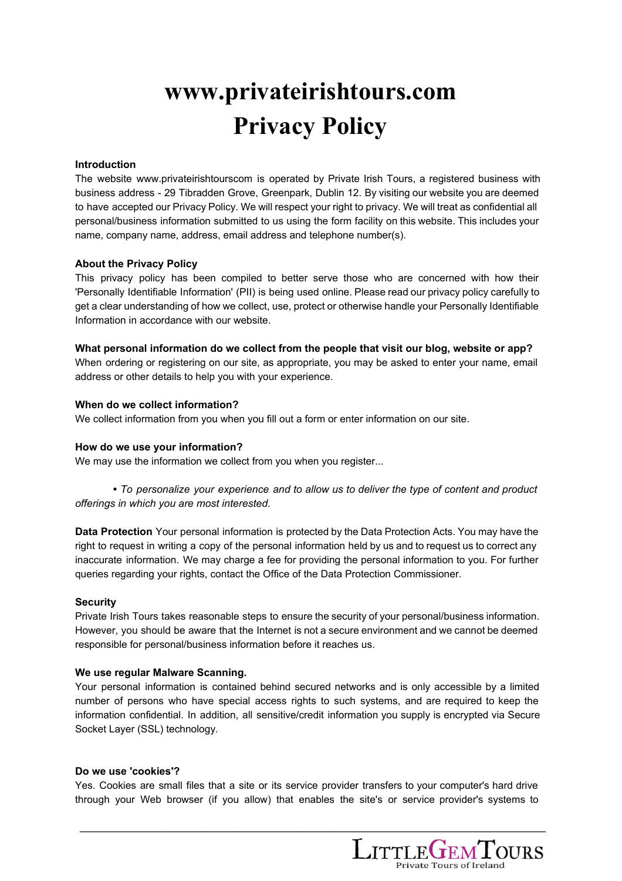# www.privateirishtours.com
# Privacy Policy

**Introduction**

The website www.privateirishtourscom is operated by Private Irish Tours, a registered business with business address - 29 Tibradden Grove, Greenpark, Dublin 12. By visiting our website you are deemed to have accepted our Privacy Policy. We will respect your right to privacy. We will treat as confidential all personal/business information submitted to us using the form facility on this website. This includes your name, company name, address, email address and telephone number(s).

**About the Privacy Policy**

This privacy policy has been compiled to better serve those who are concerned with how their 'Personally Identifiable Information' (PII) is being used online. Please read our privacy policy carefully to get a clear understanding of how we collect, use, protect or otherwise handle your Personally Identifiable Information in accordance with our website.

**What personal information do we collect from the people that visit our blog, website or app?**

When ordering or registering on our site, as appropriate, you may be asked to enter your name, email address or other details to help you with your experience.

**When do we collect information?**

We collect information from you when you fill out a form or enter information on our site.

**How do we use your information?**

We may use the information we collect from you when you register...

*• To personalize your experience and to allow us to deliver the type of content and product offerings in which you are most interested.*

**Data Protection** Your personal information is protected by the Data Protection Acts. You may have the right to request in writing a copy of the personal information held by us and to request us to correct any inaccurate information. We may charge a fee for providing the personal information to you. For further queries regarding your rights, contact the Office of the Data Protection Commissioner.

**Security**

Private Irish Tours takes reasonable steps to ensure the security of your personal/business information. However, you should be aware that the Internet is not a secure environment and we cannot be deemed responsible for personal/business information before it reaches us.

**We use regular Malware Scanning.**

Your personal information is contained behind secured networks and is only accessible by a limited number of persons who have special access rights to such systems, and are required to keep the information confidential. In addition, all sensitive/credit information you supply is encrypted via Secure Socket Layer (SSL) technology.

**Do we use 'cookies'?**

Yes. Cookies are small files that a site or its service provider transfers to your computer's hard drive through your Web browser (if you allow) that enables the site's or service provider's systems to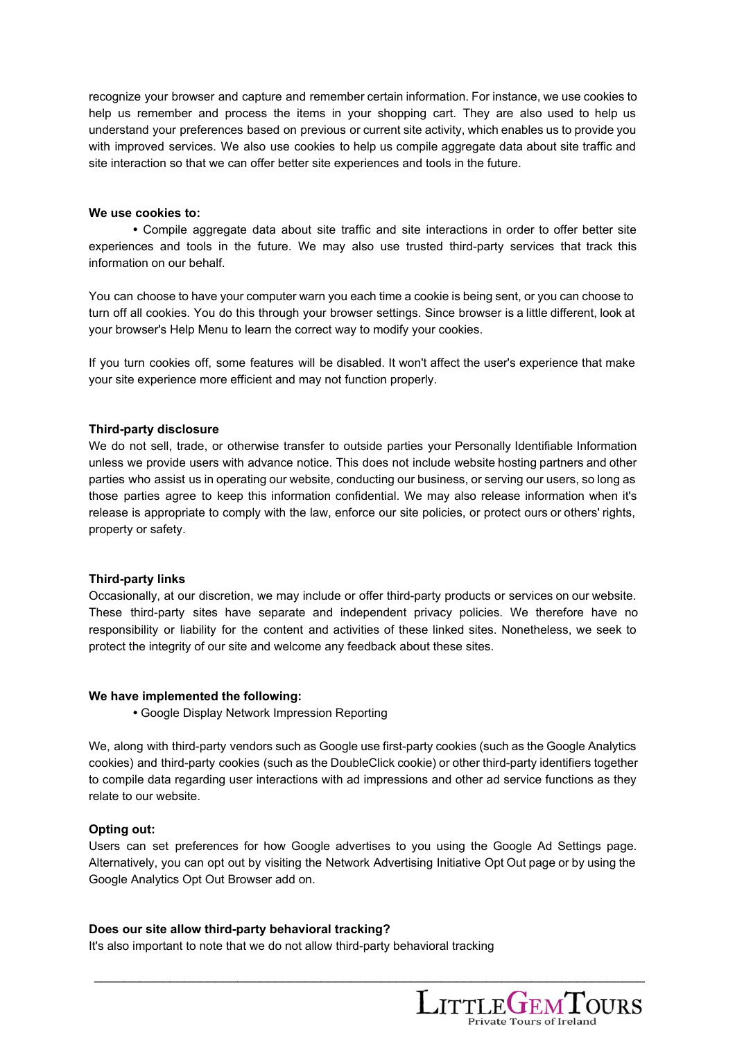recognize your browser and capture and remember certain information. For instance, we use cookies to help us remember and process the items in your shopping cart. They are also used to help us understand your preferences based on previous or current site activity, which enables us to provide you with improved services. We also use cookies to help us compile aggregate data about site traffic and site interaction so that we can offer better site experiences and tools in the future.

**We use cookies to:**

- Compile aggregate data about site traffic and site interactions in order to offer better site experiences and tools in the future. We may also use trusted third-party services that track this information on our behalf.

You can choose to have your computer warn you each time a cookie is being sent, or you can choose to turn off all cookies. You do this through your browser settings. Since browser is a little different, look at your browser's Help Menu to learn the correct way to modify your cookies.

If you turn cookies off, some features will be disabled. It won't affect the user's experience that make your site experience more efficient and may not function properly.

**Third-party disclosure**

We do not sell, trade, or otherwise transfer to outside parties your Personally Identifiable Information unless we provide users with advance notice. This does not include website hosting partners and other parties who assist us in operating our website, conducting our business, or serving our users, so long as those parties agree to keep this information confidential. We may also release information when it's release is appropriate to comply with the law, enforce our site policies, or protect ours or others' rights, property or safety.

**Third-party links**

Occasionally, at our discretion, we may include or offer third-party products or services on our website. These third-party sites have separate and independent privacy policies. We therefore have no responsibility or liability for the content and activities of these linked sites. Nonetheless, we seek to protect the integrity of our site and welcome any feedback about these sites.

**We have implemented the following:**

- Google Display Network Impression Reporting

We, along with third-party vendors such as Google use first-party cookies (such as the Google Analytics cookies) and third-party cookies (such as the DoubleClick cookie) or other third-party identifiers together to compile data regarding user interactions with ad impressions and other ad service functions as they relate to our website.

**Opting out:**

Users can set preferences for how Google advertises to you using the Google Ad Settings page. Alternatively, you can opt out by visiting the Network Advertising Initiative Opt Out page or by using the Google Analytics Opt Out Browser add on.

**Does our site allow third-party behavioral tracking?**

It's also important to note that we do not allow third-party behavioral tracking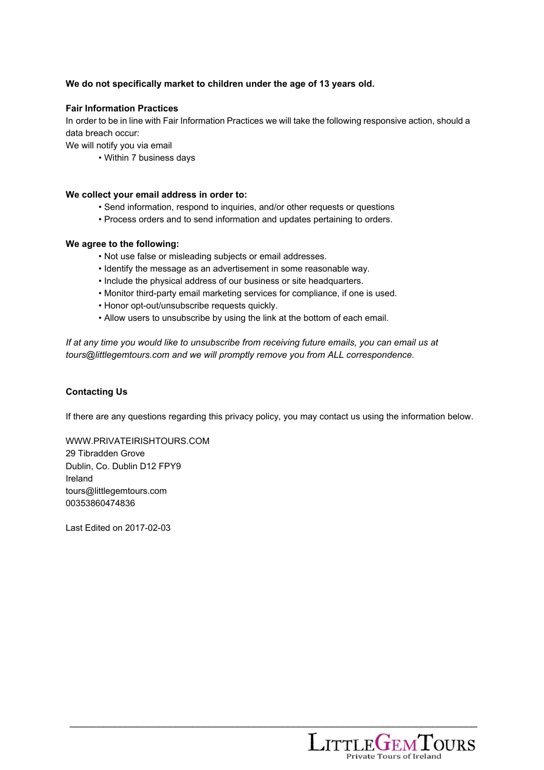**We do not specifically market to children under the age of 13 years old.**

**Fair Information Practices**

In order to be in line with Fair Information Practices we will take the following responsive action, should a data breach occur:

We will notify you via email

- Within 7 business days

**We collect your email address in order to:**

- Send information, respond to inquiries, and/or other requests or questions
- Process orders and to send information and updates pertaining to orders.

**We agree to the following:**

- Not use false or misleading subjects or email addresses.
- Identify the message as an advertisement in some reasonable way.
- Include the physical address of our business or site headquarters.
- Monitor third-party email marketing services for compliance, if one is used.
- Honor opt-out/unsubscribe requests quickly.
- Allow users to unsubscribe by using the link at the bottom of each email.

*If at any time you would like to unsubscribe from receiving future emails, you can email us at tours@littlegemtours.com and we will promptly remove you from ALL correspondence.*

**Contacting Us**

If there are any questions regarding this privacy policy, you may contact us using the information below.

WWW.PRIVATEIRISHTOURS.COM
29 Tibradden Grove
Dublin, Co. Dublin D12 FPY9
Ireland
tours@littlegemtours.com
00353860474836

Last Edited on 2017-02-03